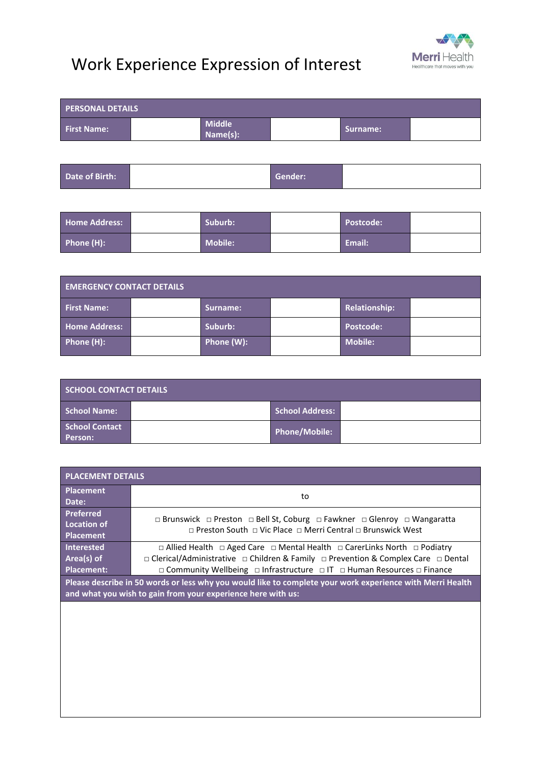# Work Experience Expression of Interest

Merri Health
Healthcare that moves with you

| PERSONAL DETAILS | | | | | |
|---|---|---|---|---|---|
| **First Name:** | | **Middle Name(s):** | | **Surname:** | |

| **Date of Birth:** | | **Gender:** | |
|---|---|---|---|

| **Home Address:** | | **Suburb:** | | **Postcode:** | |
|---|---|---|---|---|---|
| **Phone (H):** | | **Mobile:** | | **Email:** | |

| EMERGENCY CONTACT DETAILS | | | | | |
|---|---|---|---|---|---|
| **First Name:** | | **Surname:** | | **Relationship:** | |
| **Home Address:** | | **Suburb:** | | **Postcode:** | |
| **Phone (H):** | | **Phone (W):** | | **Mobile:** | |

| SCHOOL CONTACT DETAILS | | | |
|---|---|---|---|
| **School Name:** | | **School Address:** | |
| **School Contact Person:** | | **Phone/Mobile:** | |

| PLACEMENT DETAILS | |
|---|---|
| **Placement Date:** | to |
| **Preferred Location of Placement** | □ Brunswick □ Preston □ Bell St, Coburg □ Fawkner □ Glenroy □ Wangaratta □ Preston South □ Vic Place □ Merri Central □ Brunswick West |
| **Interested Area(s) of Placement:** | □ Allied Health □ Aged Care □ Mental Health □ CarerLinks North □ Podiatry □ Clerical/Administrative □ Children & Family □ Prevention & Complex Care □ Dental □ Community Wellbeing □ Infrastructure □ IT □ Human Resources □ Finance |

**Please describe in 50 words or less why you would like to complete your work experience with Merri Health and what you wish to gain from your experience here with us:**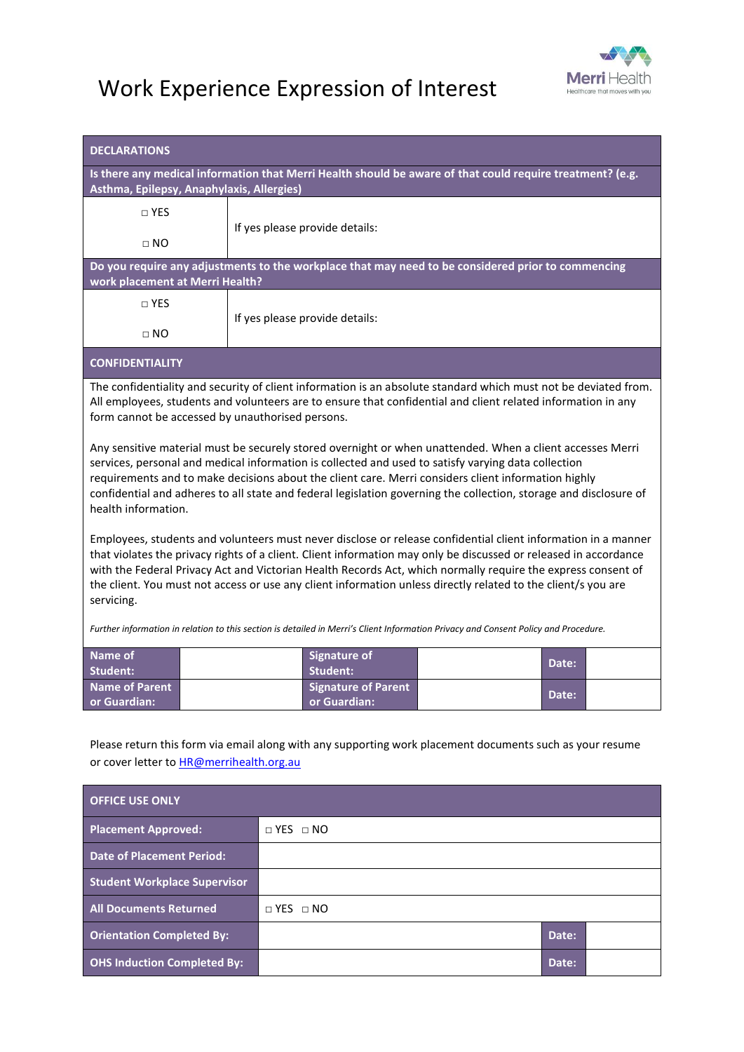# Work Experience Expression of Interest

| DECLARATIONS | |
|---|---|
| **Is there any medical information that Merri Health should be aware of that could require treatment? (e.g. Asthma, Epilepsy, Anaphylaxis, Allergies)** | |
| □ YES<br>□ NO | If yes please provide details: |
| **Do you require any adjustments to the workplace that may need to be considered prior to commencing work placement at Merri Health?** | |
| □ YES<br>□ NO | If yes please provide details: |

## CONFIDENTIALITY

The confidentiality and security of client information is an absolute standard which must not be deviated from. All employees, students and volunteers are to ensure that confidential and client related information in any form cannot be accessed by unauthorised persons.

Any sensitive material must be securely stored overnight or when unattended. When a client accesses Merri services, personal and medical information is collected and used to satisfy varying data collection requirements and to make decisions about the client care. Merri considers client information highly confidential and adheres to all state and federal legislation governing the collection, storage and disclosure of health information.

Employees, students and volunteers must never disclose or release confidential client information in a manner that violates the privacy rights of a client. Client information may only be discussed or released in accordance with the Federal Privacy Act and Victorian Health Records Act, which normally require the express consent of the client. You must not access or use any client information unless directly related to the client/s you are servicing.

*Further information in relation to this section is detailed in Merri's Client Information Privacy and Consent Policy and Procedure.*

| | | | | | |
|---|---|---|---|---|---|
| **Name of Student:** | | **Signature of Student:** | | **Date:** | |
| **Name of Parent or Guardian:** | | **Signature of Parent or Guardian:** | | **Date:** | |

Please return this form via email along with any supporting work placement documents such as your resume or cover letter to HR@merrihealth.org.au

| OFFICE USE ONLY | | | |
|---|---|---|---|
| **Placement Approved:** | □ YES □ NO | | |
| **Date of Placement Period:** | | | |
| **Student Workplace Supervisor** | | | |
| **All Documents Returned** | □ YES □ NO | | |
| **Orientation Completed By:** | | **Date:** | |
| **OHS Induction Completed By:** | | **Date:** | |